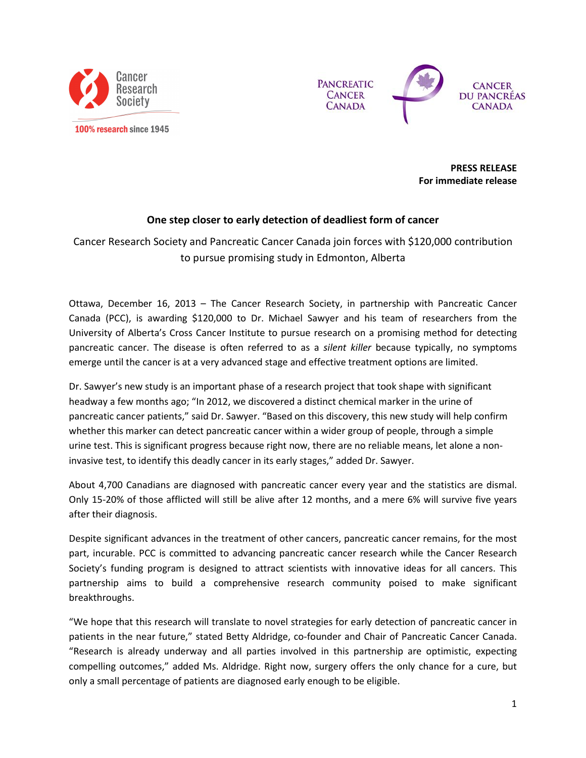Cancer Research Society

100% research since 1945

PANCREATIC CANCER CANADA

CANCER DU PANCRÉAS CANADA

**PRESS RELEASE**
**For immediate release**

## One step closer to early detection of deadliest form of cancer

Cancer Research Society and Pancreatic Cancer Canada join forces with $120,000 contribution to pursue promising study in Edmonton, Alberta

Ottawa, December 16, 2013 – The Cancer Research Society, in partnership with Pancreatic Cancer Canada (PCC), is awarding $120,000 to Dr. Michael Sawyer and his team of researchers from the University of Alberta's Cross Cancer Institute to pursue research on a promising method for detecting pancreatic cancer. The disease is often referred to as a *silent killer* because typically, no symptoms emerge until the cancer is at a very advanced stage and effective treatment options are limited.

Dr. Sawyer's new study is an important phase of a research project that took shape with significant headway a few months ago; "In 2012, we discovered a distinct chemical marker in the urine of pancreatic cancer patients," said Dr. Sawyer. "Based on this discovery, this new study will help confirm whether this marker can detect pancreatic cancer within a wider group of people, through a simple urine test. This is significant progress because right now, there are no reliable means, let alone a non-invasive test, to identify this deadly cancer in its early stages," added Dr. Sawyer.

About 4,700 Canadians are diagnosed with pancreatic cancer every year and the statistics are dismal. Only 15-20% of those afflicted will still be alive after 12 months, and a mere 6% will survive five years after their diagnosis.

Despite significant advances in the treatment of other cancers, pancreatic cancer remains, for the most part, incurable. PCC is committed to advancing pancreatic cancer research while the Cancer Research Society's funding program is designed to attract scientists with innovative ideas for all cancers. This partnership aims to build a comprehensive research community poised to make significant breakthroughs.

"We hope that this research will translate to novel strategies for early detection of pancreatic cancer in patients in the near future," stated Betty Aldridge, co-founder and Chair of Pancreatic Cancer Canada. "Research is already underway and all parties involved in this partnership are optimistic, expecting compelling outcomes," added Ms. Aldridge. Right now, surgery offers the only chance for a cure, but only a small percentage of patients are diagnosed early enough to be eligible.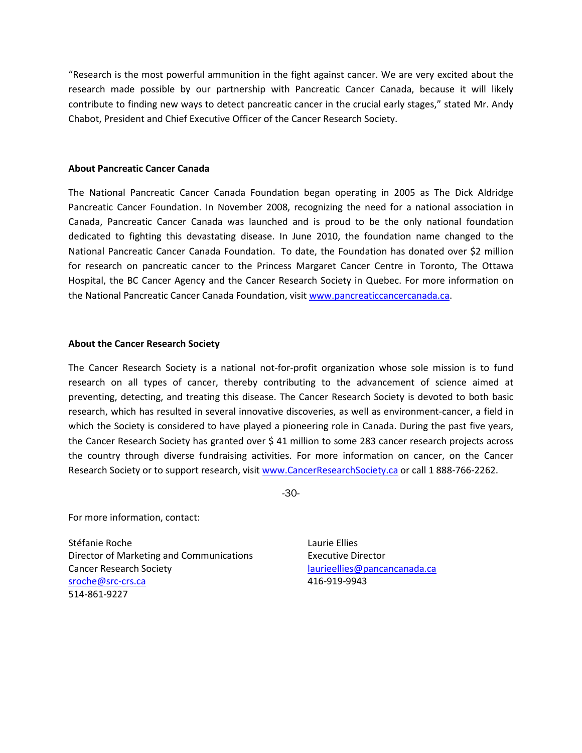"Research is the most powerful ammunition in the fight against cancer. We are very excited about the research made possible by our partnership with Pancreatic Cancer Canada, because it will likely contribute to finding new ways to detect pancreatic cancer in the crucial early stages," stated Mr. Andy Chabot, President and Chief Executive Officer of the Cancer Research Society.

**About Pancreatic Cancer Canada**

The National Pancreatic Cancer Canada Foundation began operating in 2005 as The Dick Aldridge Pancreatic Cancer Foundation. In November 2008, recognizing the need for a national association in Canada, Pancreatic Cancer Canada was launched and is proud to be the only national foundation dedicated to fighting this devastating disease. In June 2010, the foundation name changed to the National Pancreatic Cancer Canada Foundation. To date, the Foundation has donated over $2 million for research on pancreatic cancer to the Princess Margaret Cancer Centre in Toronto, The Ottawa Hospital, the BC Cancer Agency and the Cancer Research Society in Quebec. For more information on the National Pancreatic Cancer Canada Foundation, visit [www.pancreaticcancercanada.ca](www.pancreaticcancercanada.ca).

**About the Cancer Research Society**

The Cancer Research Society is a national not-for-profit organization whose sole mission is to fund research on all types of cancer, thereby contributing to the advancement of science aimed at preventing, detecting, and treating this disease. The Cancer Research Society is devoted to both basic research, which has resulted in several innovative discoveries, as well as environment-cancer, a field in which the Society is considered to have played a pioneering role in Canada. During the past five years, the Cancer Research Society has granted over $ 41 million to some 283 cancer research projects across the country through diverse fundraising activities. For more information on cancer, on the Cancer Research Society or to support research, visit [www.CancerResearchSociety.ca](www.CancerResearchSociety.ca) or call 1 888-766-2262.

-30-

For more information, contact:

Stéfanie Roche
Director of Marketing and Communications
Cancer Research Society
sroche@src-crs.ca
514-861-9227

Laurie Ellies
Executive Director
laurieellies@pancancanada.ca
416-919-9943